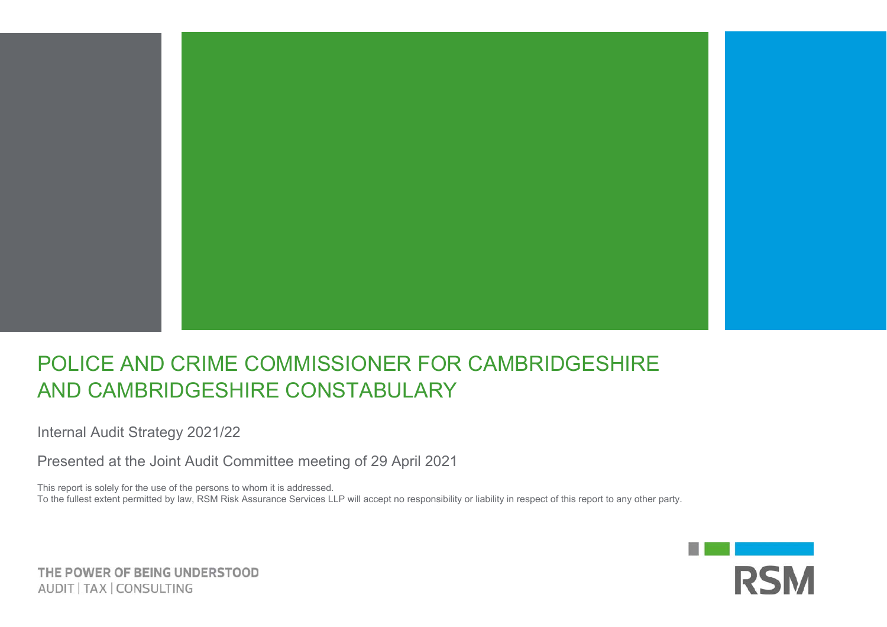# POLICE AND CRIME COMMISSIONER FOR CAMBRIDGESHIRE AND CAMBRIDGESHIRE CONSTABULARY

Internal Audit Strategy 2021/22

Presented at the Joint Audit Committee meeting of 29 April 2021

This report is solely for the use of the persons to whom it is addressed.
To the fullest extent permitted by law, RSM Risk Assurance Services LLP will accept no responsibility or liability in respect of this report to any other party.

THE POWER OF BEING UNDERSTOOD
AUDIT | TAX | CONSULTING

RSM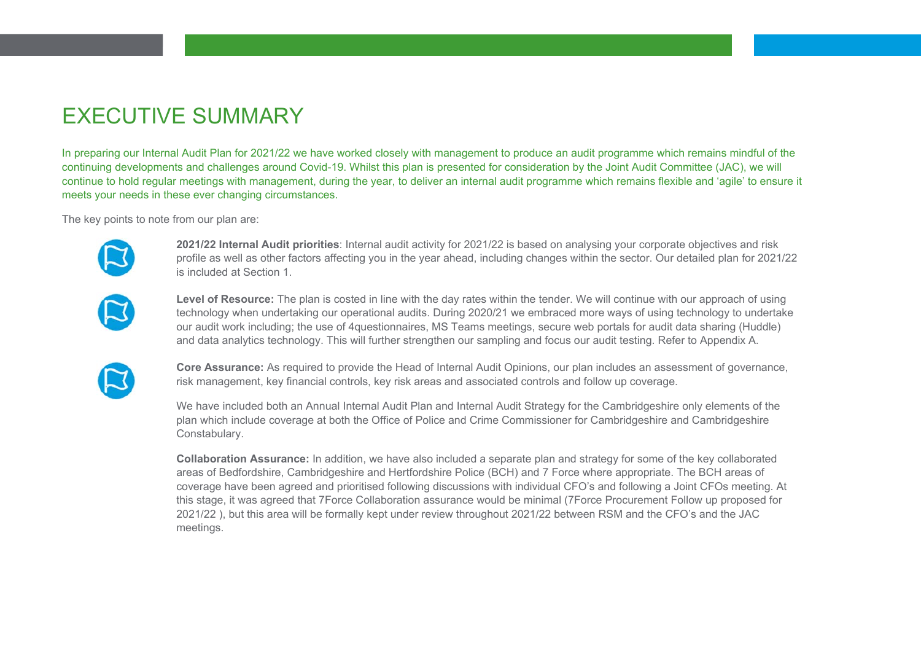# EXECUTIVE SUMMARY

In preparing our Internal Audit Plan for 2021/22 we have worked closely with management to produce an audit programme which remains mindful of the continuing developments and challenges around Covid-19. Whilst this plan is presented for consideration by the Joint Audit Committee (JAC), we will continue to hold regular meetings with management, during the year, to deliver an internal audit programme which remains flexible and 'agile' to ensure it meets your needs in these ever changing circumstances.

The key points to note from our plan are:

**2021/22 Internal Audit priorities**: Internal audit activity for 2021/22 is based on analysing your corporate objectives and risk profile as well as other factors affecting you in the year ahead, including changes within the sector. Our detailed plan for 2021/22 is included at Section 1.

**Level of Resource:** The plan is costed in line with the day rates within the tender. We will continue with our approach of using technology when undertaking our operational audits. During 2020/21 we embraced more ways of using technology to undertake our audit work including; the use of 4questionnaires, MS Teams meetings, secure web portals for audit data sharing (Huddle) and data analytics technology. This will further strengthen our sampling and focus our audit testing. Refer to Appendix A.

**Core Assurance:** As required to provide the Head of Internal Audit Opinions, our plan includes an assessment of governance, risk management, key financial controls, key risk areas and associated controls and follow up coverage.

We have included both an Annual Internal Audit Plan and Internal Audit Strategy for the Cambridgeshire only elements of the plan which include coverage at both the Office of Police and Crime Commissioner for Cambridgeshire and Cambridgeshire Constabulary.

**Collaboration Assurance:** In addition, we have also included a separate plan and strategy for some of the key collaborated areas of Bedfordshire, Cambridgeshire and Hertfordshire Police (BCH) and 7 Force where appropriate. The BCH areas of coverage have been agreed and prioritised following discussions with individual CFO's and following a Joint CFOs meeting. At this stage, it was agreed that 7Force Collaboration assurance would be minimal (7Force Procurement Follow up proposed for 2021/22 ), but this area will be formally kept under review throughout 2021/22 between RSM and the CFO's and the JAC meetings.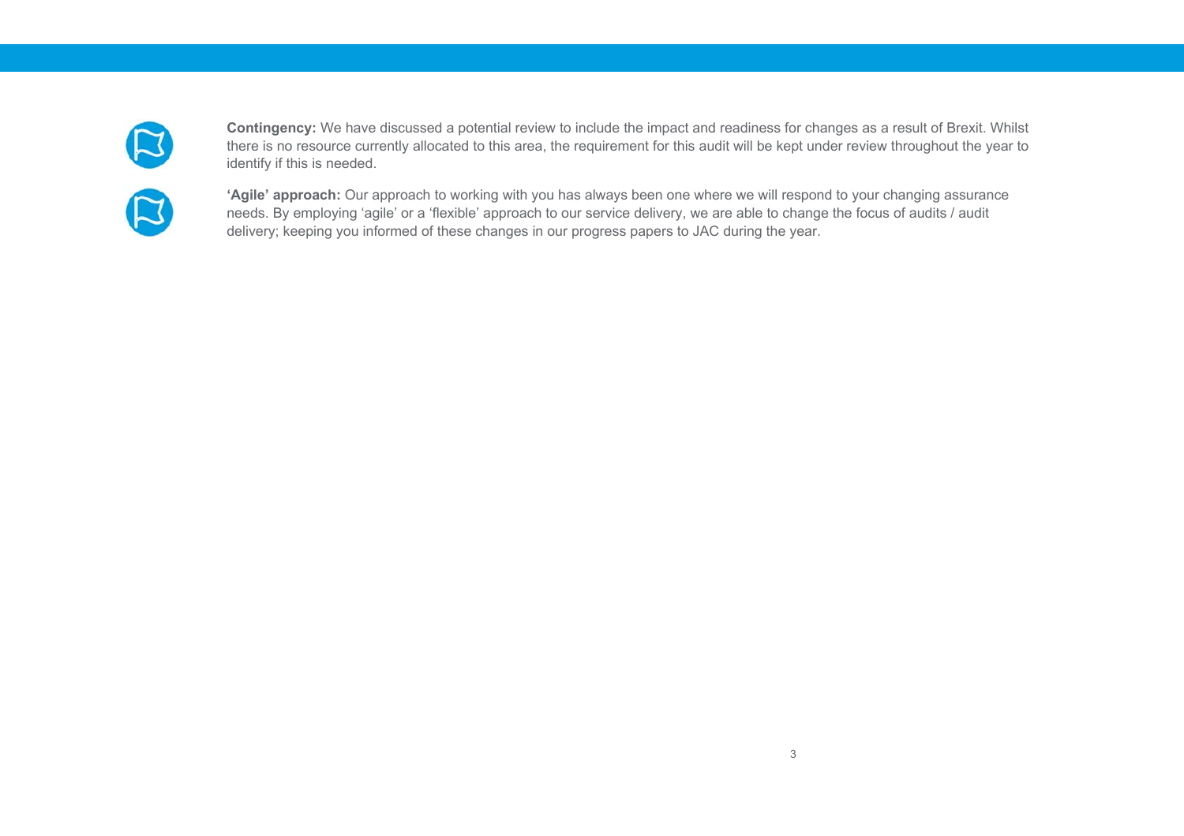**Contingency:** We have discussed a potential review to include the impact and readiness for changes as a result of Brexit. Whilst there is no resource currently allocated to this area, the requirement for this audit will be kept under review throughout the year to identify if this is needed.

**'Agile' approach:** Our approach to working with you has always been one where we will respond to your changing assurance needs. By employing 'agile' or a 'flexible' approach to our service delivery, we are able to change the focus of audits / audit delivery; keeping you informed of these changes in our progress papers to JAC during the year.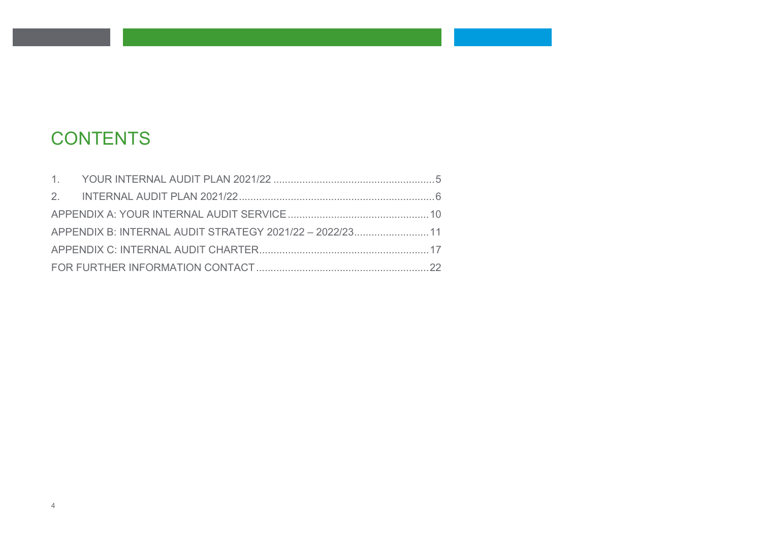# CONTENTS

1. YOUR INTERNAL AUDIT PLAN 2021/22 .......................................................5
2. INTERNAL AUDIT PLAN 2021/22 ...................................................................6

APPENDIX A: YOUR INTERNAL AUDIT SERVICE ................................................10

APPENDIX B: INTERNAL AUDIT STRATEGY 2021/22 – 2022/23..........................11

APPENDIX C: INTERNAL AUDIT CHARTER..........................................................17

FOR FURTHER INFORMATION CONTACT ...........................................................22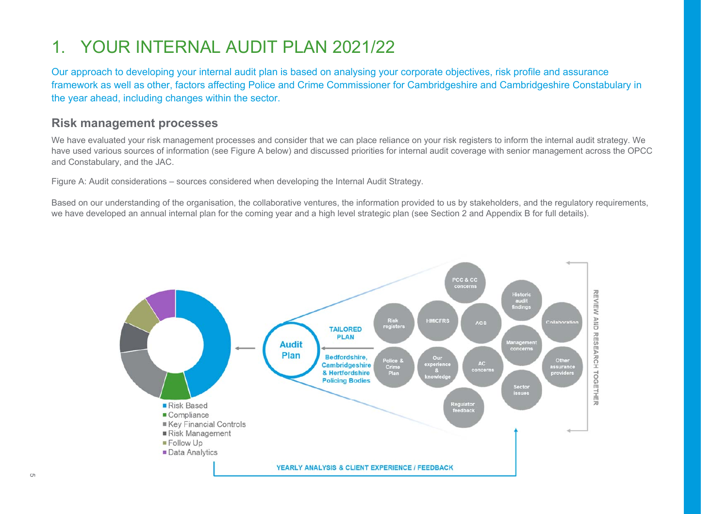# 1. YOUR INTERNAL AUDIT PLAN 2021/22

Our approach to developing your internal audit plan is based on analysing your corporate objectives, risk profile and assurance framework as well as other, factors affecting Police and Crime Commissioner for Cambridgeshire and Cambridgeshire Constabulary in the year ahead, including changes within the sector.

## Risk management processes

We have evaluated your risk management processes and consider that we can place reliance on your risk registers to inform the internal audit strategy. We have used various sources of information (see Figure A below) and discussed priorities for internal audit coverage with senior management across the OPCC and Constabulary, and the JAC.

Figure A: Audit considerations – sources considered when developing the Internal Audit Strategy.

Based on our understanding of the organisation, the collaborative ventures, the information provided to us by stakeholders, and the regulatory requirements, we have developed an annual internal plan for the coming year and a high level strategic plan (see Section 2 and Appendix B for full details).

- Risk Based
- Compliance
- Key Financial Controls
- Risk Management
- Follow Up
- Data Analytics

Audit Plan

TAILORED PLAN

Bedfordshire, Cambridgeshire & Hertfordshire Policing Bodies

PCC & CC concerns | Historic audit findings | Risk registers | HMICFRS | ACS | Collaboration | Management concerns | Police & Crime Plan | Our experience & knowledge | AC concerns | Other assurance providers | Sector issues | Regulator feedback

REVIEW AND RESEARCH TOGETHER

YEARLY ANALYSIS & CLIENT EXPERIENCE / FEEDBACK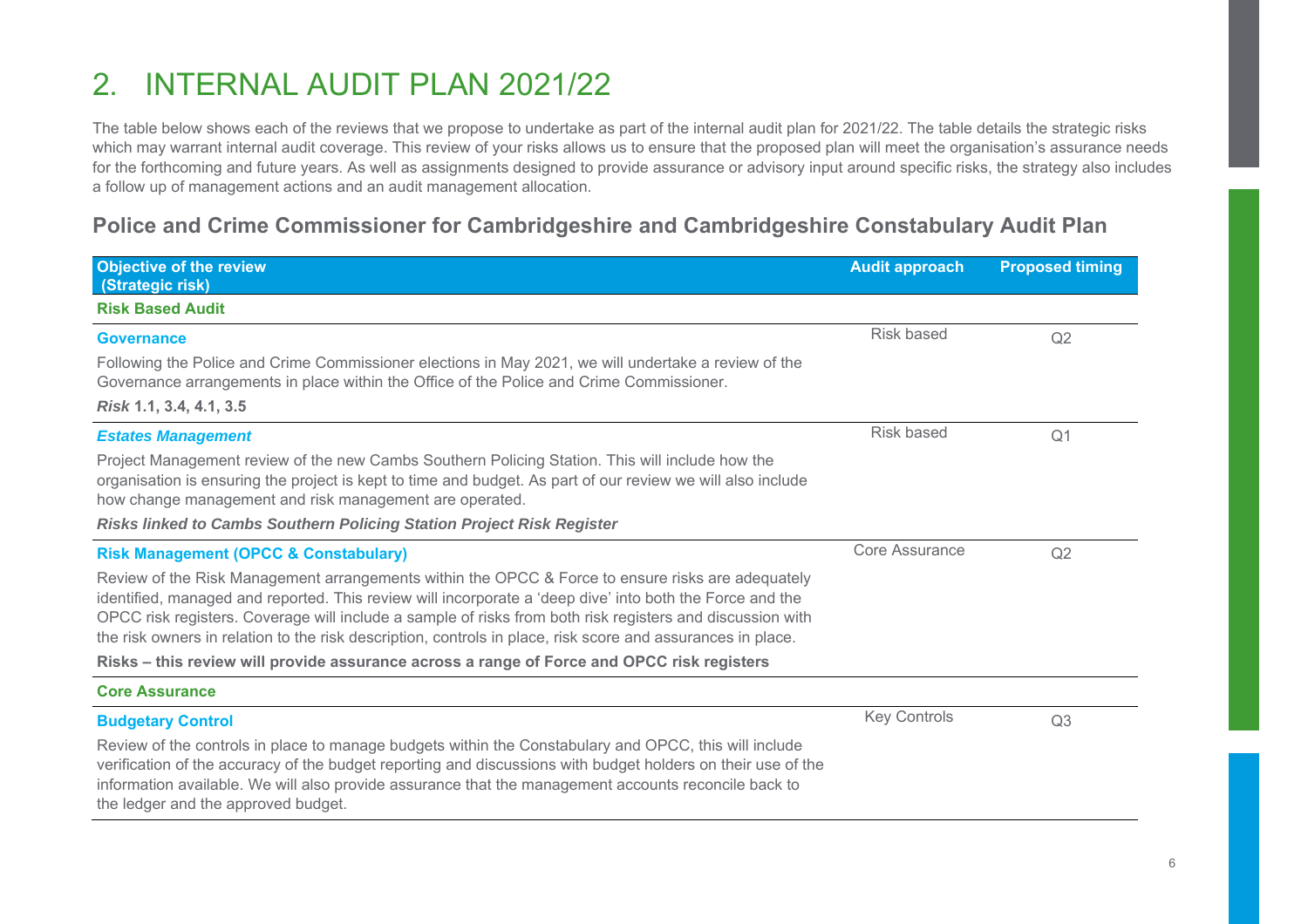# 2. INTERNAL AUDIT PLAN 2021/22

The table below shows each of the reviews that we propose to undertake as part of the internal audit plan for 2021/22. The table details the strategic risks which may warrant internal audit coverage. This review of your risks allows us to ensure that the proposed plan will meet the organisation's assurance needs for the forthcoming and future years. As well as assignments designed to provide assurance or advisory input around specific risks, the strategy also includes a follow up of management actions and an audit management allocation.

## Police and Crime Commissioner for Cambridgeshire and Cambridgeshire Constabulary Audit Plan

| Objective of the review (Strategic risk) | Audit approach | Proposed timing |
|---|---|---|
| **Risk Based Audit** | | |
| **Governance**<br>Following the Police and Crime Commissioner elections in May 2021, we will undertake a review of the Governance arrangements in place within the Office of the Police and Crime Commissioner.<br>***Risk* 1.1, 3.4, 4.1, 3.5** | Risk based | Q2 |
| ***Estates Management***<br>Project Management review of the new Cambs Southern Policing Station. This will include how the organisation is ensuring the project is kept to time and budget. As part of our review we will also include how change management and risk management are operated.<br>***Risks linked to Cambs Southern Policing Station Project Risk Register*** | Risk based | Q1 |
| **Risk Management (OPCC & Constabulary)**<br>Review of the Risk Management arrangements within the OPCC & Force to ensure risks are adequately identified, managed and reported. This review will incorporate a 'deep dive' into both the Force and the OPCC risk registers. Coverage will include a sample of risks from both risk registers and discussion with the risk owners in relation to the risk description, controls in place, risk score and assurances in place.<br>**Risks – this review will provide assurance across a range of Force and OPCC risk registers** | Core Assurance | Q2 |
| **Core Assurance** | | |
| **Budgetary Control**<br>Review of the controls in place to manage budgets within the Constabulary and OPCC, this will include verification of the accuracy of the budget reporting and discussions with budget holders on their use of the information available. We will also provide assurance that the management accounts reconcile back to the ledger and the approved budget. | Key Controls | Q3 |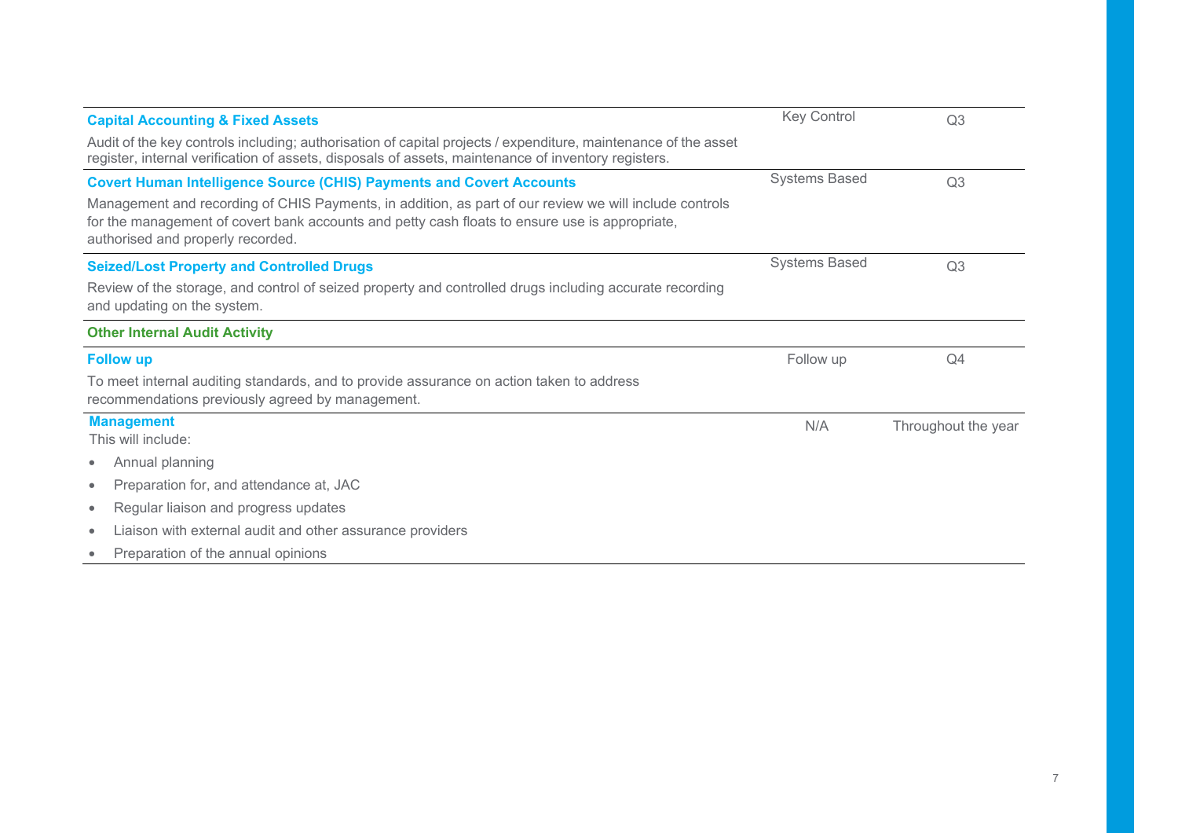| Audit | Type | Timing |
| --- | --- | --- |
| **Capital Accounting & Fixed Assets**<br>Audit of the key controls including; authorisation of capital projects / expenditure, maintenance of the asset register, internal verification of assets, disposals of assets, maintenance of inventory registers. | Key Control | Q3 |
| **Covert Human Intelligence Source (CHIS) Payments and Covert Accounts**<br>Management and recording of CHIS Payments, in addition, as part of our review we will include controls for the management of covert bank accounts and petty cash floats to ensure use is appropriate, authorised and properly recorded. | Systems Based | Q3 |
| **Seized/Lost Property and Controlled Drugs**<br>Review of the storage, and control of seized property and controlled drugs including accurate recording and updating on the system. | Systems Based | Q3 |
| **Other Internal Audit Activity** | | |
| **Follow up**<br>To meet internal auditing standards, and to provide assurance on action taken to address recommendations previously agreed by management. | Follow up | Q4 |
| **Management**<br>This will include:<br>• Annual planning<br>• Preparation for, and attendance at, JAC<br>• Regular liaison and progress updates<br>• Liaison with external audit and other assurance providers<br>• Preparation of the annual opinions | N/A | Throughout the year |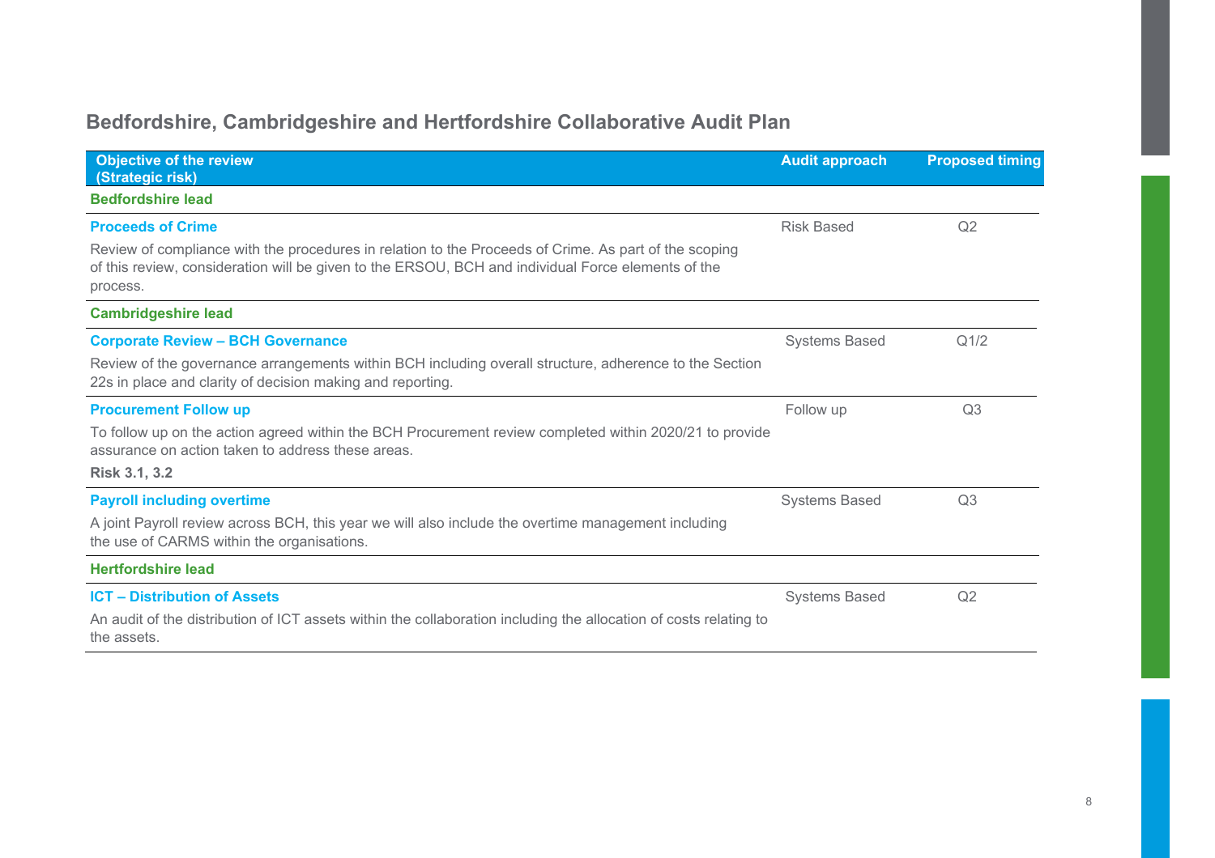## Bedfordshire, Cambridgeshire and Hertfordshire Collaborative Audit Plan

| Objective of the review (Strategic risk) | Audit approach | Proposed timing |
|---|---|---|
| **Bedfordshire lead** | | |
| **Proceeds of Crime**<br>Review of compliance with the procedures in relation to the Proceeds of Crime. As part of the scoping of this review, consideration will be given to the ERSOU, BCH and individual Force elements of the process. | Risk Based | Q2 |
| **Cambridgeshire lead** | | |
| **Corporate Review – BCH Governance**<br>Review of the governance arrangements within BCH including overall structure, adherence to the Section 22s in place and clarity of decision making and reporting. | Systems Based | Q1/2 |
| **Procurement Follow up**<br>To follow up on the action agreed within the BCH Procurement review completed within 2020/21 to provide assurance on action taken to address these areas.<br>**Risk 3.1, 3.2** | Follow up | Q3 |
| **Payroll including overtime**<br>A joint Payroll review across BCH, this year we will also include the overtime management including the use of CARMS within the organisations. | Systems Based | Q3 |
| **Hertfordshire lead** | | |
| **ICT – Distribution of Assets**<br>An audit of the distribution of ICT assets within the collaboration including the allocation of costs relating to the assets. | Systems Based | Q2 |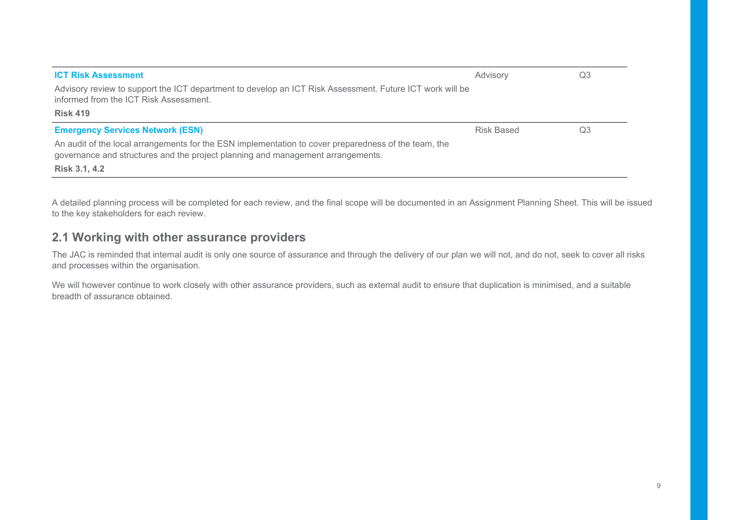| | | |
|---|---|---|
| **ICT Risk Assessment**<br>Advisory review to support the ICT department to develop an ICT Risk Assessment. Future ICT work will be informed from the ICT Risk Assessment.<br>**Risk 419** | Advisory | Q3 |
| **Emergency Services Network (ESN)**<br>An audit of the local arrangements for the ESN implementation to cover preparedness of the team, the governance and structures and the project planning and management arrangements.<br>**Risk 3.1, 4.2** | Risk Based | Q3 |

A detailed planning process will be completed for each review, and the final scope will be documented in an Assignment Planning Sheet. This will be issued to the key stakeholders for each review.

## 2.1 Working with other assurance providers

The JAC is reminded that internal audit is only one source of assurance and through the delivery of our plan we will not, and do not, seek to cover all risks and processes within the organisation.

We will however continue to work closely with other assurance providers, such as external audit to ensure that duplication is minimised, and a suitable breadth of assurance obtained.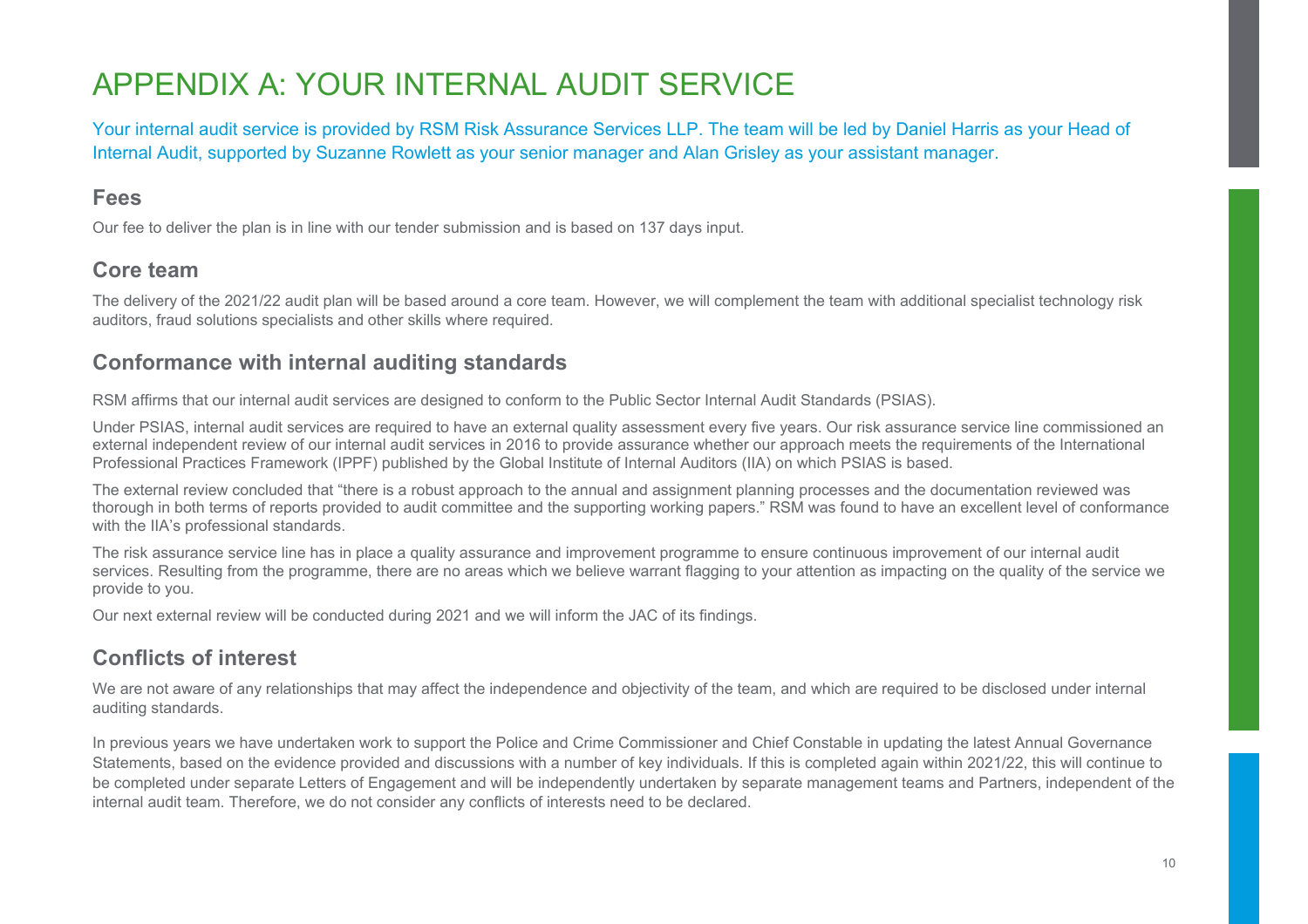# APPENDIX A: YOUR INTERNAL AUDIT SERVICE

Your internal audit service is provided by RSM Risk Assurance Services LLP. The team will be led by Daniel Harris as your Head of Internal Audit, supported by Suzanne Rowlett as your senior manager and Alan Grisley as your assistant manager.

## Fees

Our fee to deliver the plan is in line with our tender submission and is based on 137 days input.

## Core team

The delivery of the 2021/22 audit plan will be based around a core team. However, we will complement the team with additional specialist technology risk auditors, fraud solutions specialists and other skills where required.

## Conformance with internal auditing standards

RSM affirms that our internal audit services are designed to conform to the Public Sector Internal Audit Standards (PSIAS).

Under PSIAS, internal audit services are required to have an external quality assessment every five years. Our risk assurance service line commissioned an external independent review of our internal audit services in 2016 to provide assurance whether our approach meets the requirements of the International Professional Practices Framework (IPPF) published by the Global Institute of Internal Auditors (IIA) on which PSIAS is based.

The external review concluded that "there is a robust approach to the annual and assignment planning processes and the documentation reviewed was thorough in both terms of reports provided to audit committee and the supporting working papers." RSM was found to have an excellent level of conformance with the IIA's professional standards.

The risk assurance service line has in place a quality assurance and improvement programme to ensure continuous improvement of our internal audit services. Resulting from the programme, there are no areas which we believe warrant flagging to your attention as impacting on the quality of the service we provide to you.

Our next external review will be conducted during 2021 and we will inform the JAC of its findings.

## Conflicts of interest

We are not aware of any relationships that may affect the independence and objectivity of the team, and which are required to be disclosed under internal auditing standards.

In previous years we have undertaken work to support the Police and Crime Commissioner and Chief Constable in updating the latest Annual Governance Statements, based on the evidence provided and discussions with a number of key individuals. If this is completed again within 2021/22, this will continue to be completed under separate Letters of Engagement and will be independently undertaken by separate management teams and Partners, independent of the internal audit team. Therefore, we do not consider any conflicts of interests need to be declared.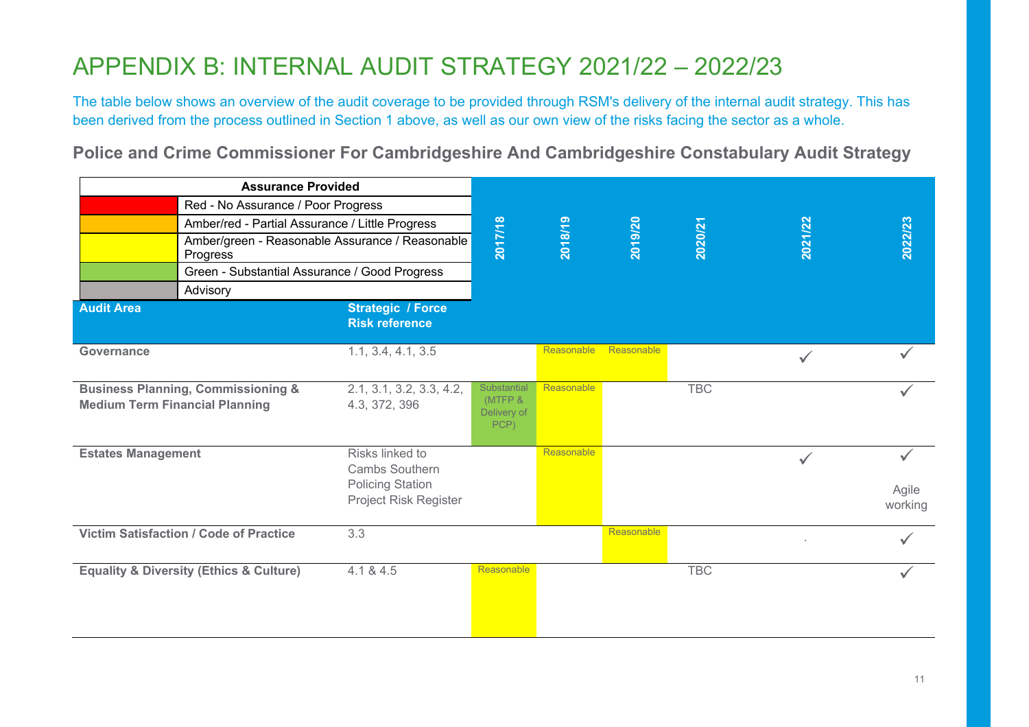# APPENDIX B: INTERNAL AUDIT STRATEGY 2021/22 – 2022/23

The table below shows an overview of the audit coverage to be provided through RSM's delivery of the internal audit strategy. This has been derived from the process outlined in Section 1 above, as well as our own view of the risks facing the sector as a whole.

## Police and Crime Commissioner For Cambridgeshire And Cambridgeshire Constabulary Audit Strategy

| Assurance Provided | |
|---|---|
| Red | Red - No Assurance / Poor Progress |
| Amber/red | Amber/red - Partial Assurance / Little Progress |
| Amber/green | Amber/green - Reasonable Assurance / Reasonable Progress |
| Green | Green - Substantial Assurance / Good Progress |
| Grey | Advisory |

| Audit Area | Strategic / Force Risk reference | 2017/18 | 2018/19 | 2019/20 | 2020/21 | 2021/22 | 2022/23 |
|---|---|---|---|---|---|---|---|
| Governance | 1.1, 3.4, 4.1, 3.5 | | Reasonable | Reasonable | | ✓ | ✓ |
| Business Planning, Commissioning & Medium Term Financial Planning | 2.1, 3.1, 3.2, 3.3, 4.2, 4.3, 372, 396 | Substantial (MTFP & Delivery of PCP) | Reasonable | | TBC | | ✓ |
| Estates Management | Risks linked to Cambs Southern Policing Station Project Risk Register | | Reasonable | | | ✓ | ✓ Agile working |
| Victim Satisfaction / Code of Practice | 3.3 | | | Reasonable | | . | ✓ |
| Equality & Diversity (Ethics & Culture) | 4.1 & 4.5 | Reasonable | | | TBC | | ✓ |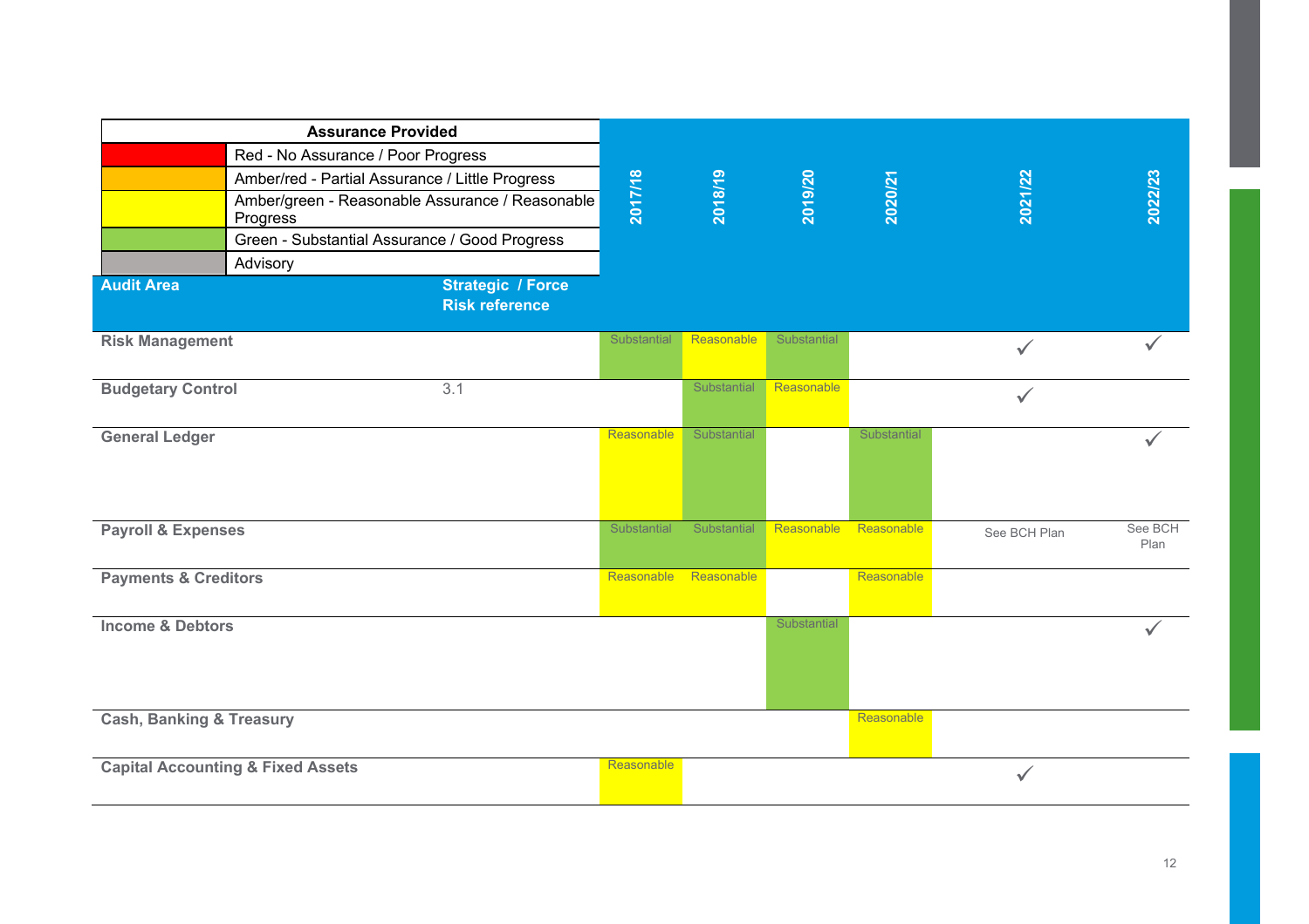| Assurance Provided | |
|---|---|
| Red | Red - No Assurance / Poor Progress |
| Amber/red | Amber/red - Partial Assurance / Little Progress |
| Amber/green | Amber/green - Reasonable Assurance / Reasonable Progress |
| Green | Green - Substantial Assurance / Good Progress |
| Grey | Advisory |

| Audit Area | Strategic / Force Risk reference | 2017/18 | 2018/19 | 2019/20 | 2020/21 | 2021/22 | 2022/23 |
|---|---|---|---|---|---|---|---|
| **Risk Management** | | Substantial | Reasonable | Substantial | | ✓ | ✓ |
| **Budgetary Control** | 3.1 | | Substantial | Reasonable | | ✓ | |
| **General Ledger** | | Reasonable | Substantial | | Substantial | | ✓ |
| **Payroll & Expenses** | | Substantial | Substantial | Reasonable | Reasonable | See BCH Plan | See BCH Plan |
| **Payments & Creditors** | | Reasonable | Reasonable | | Reasonable | | |
| **Income & Debtors** | | | | Substantial | | | ✓ |
| **Cash, Banking & Treasury** | | | | | Reasonable | | |
| **Capital Accounting & Fixed Assets** | | Reasonable | | | | ✓ | |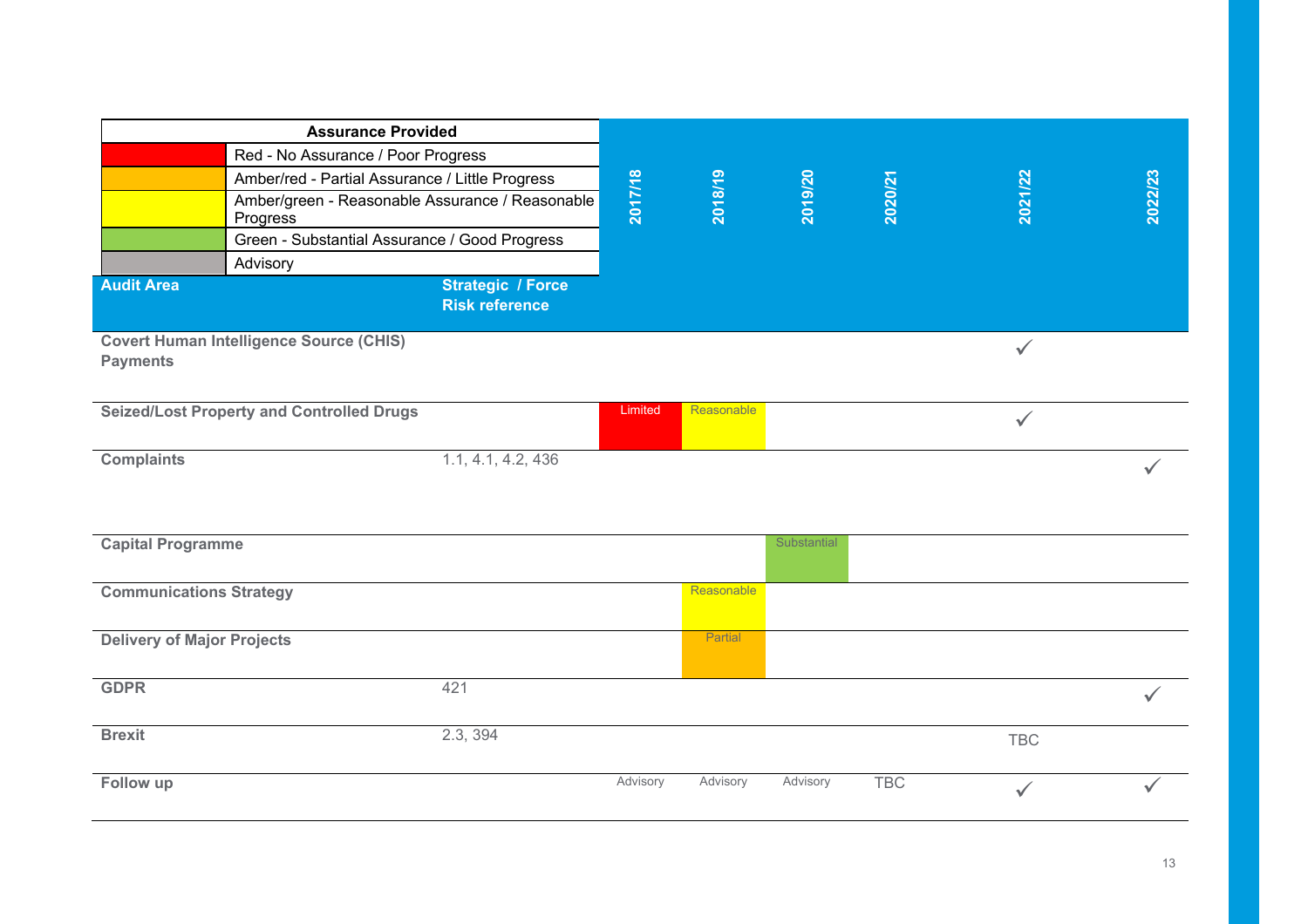| Assurance Provided | |
|---|---|
| (Red) | Red - No Assurance / Poor Progress |
| (Amber/red) | Amber/red - Partial Assurance / Little Progress |
| (Amber/green) | Amber/green - Reasonable Assurance / Reasonable Progress |
| (Green) | Green - Substantial Assurance / Good Progress |
| (Grey) | Advisory |

| Audit Area | Strategic / Force Risk reference | 2017/18 | 2018/19 | 2019/20 | 2020/21 | 2021/22 | 2022/23 |
|---|---|---|---|---|---|---|---|
| Covert Human Intelligence Source (CHIS) Payments | | | | | | ✓ | |
| Seized/Lost Property and Controlled Drugs | | Limited | Reasonable | | | ✓ | |
| Complaints | 1.1, 4.1, 4.2, 436 | | | | | | ✓ |
| Capital Programme | | | | Substantial | | | |
| Communications Strategy | | | Reasonable | | | | |
| Delivery of Major Projects | | | Partial | | | | |
| GDPR | 421 | | | | | | ✓ |
| Brexit | 2.3, 394 | | | | | TBC | |
| Follow up | | Advisory | Advisory | Advisory | TBC | ✓ | ✓ |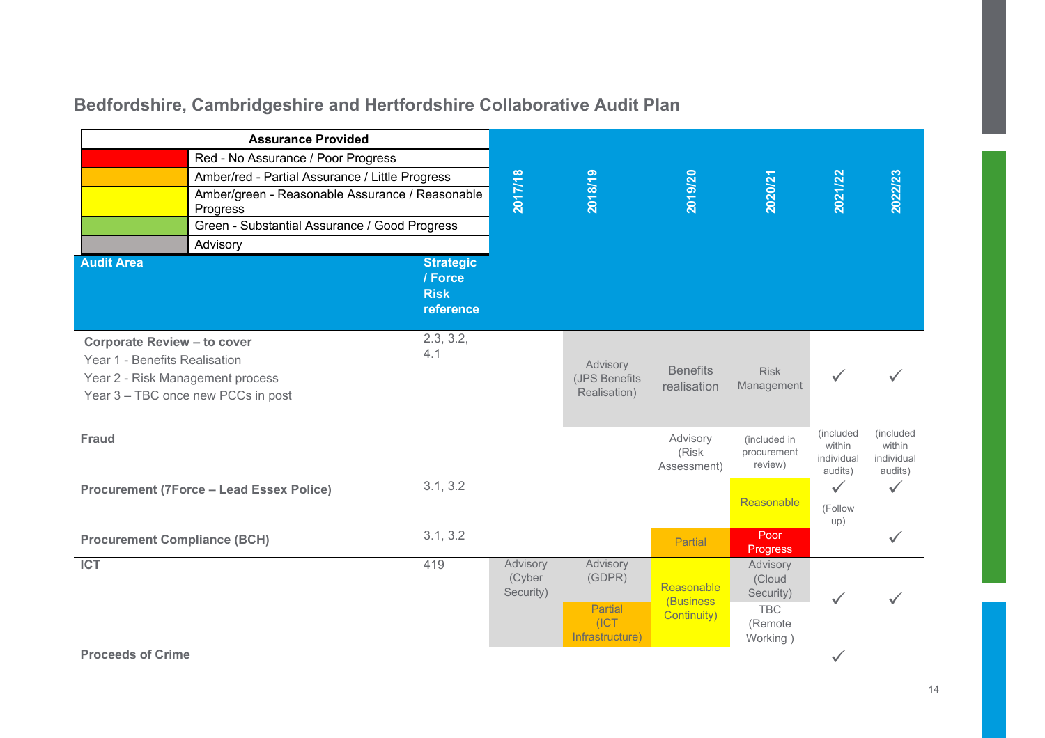## Bedfordshire, Cambridgeshire and Hertfordshire Collaborative Audit Plan

| Assurance Provided | |
|---|---|
| Red | Red - No Assurance / Poor Progress |
| Amber/red | Amber/red - Partial Assurance / Little Progress |
| Yellow | Amber/green - Reasonable Assurance / Reasonable Progress |
| Green | Green - Substantial Assurance / Good Progress |
| Grey | Advisory |

| Audit Area | Strategic / Force Risk reference | 2017/18 | 2018/19 | 2019/20 | 2020/21 | 2021/22 | 2022/23 |
|---|---|---|---|---|---|---|---|
| **Corporate Review – to cover**<br>Year 1 - Benefits Realisation<br>Year 2 - Risk Management process<br>Year 3 – TBC once new PCCs in post | 2.3, 3.2, 4.1 | | Advisory (JPS Benefits Realisation) | Benefits realisation | Risk Management | ✓ | ✓ |
| **Fraud** | | | | Advisory (Risk Assessment) | (included in procurement review) | (included within individual audits) | (included within individual audits) |
| **Procurement (7Force – Lead Essex Police)** | 3.1, 3.2 | | | | Reasonable | ✓ (Follow up) | ✓ |
| **Procurement Compliance (BCH)** | 3.1, 3.2 | | | Partial | Poor Progress | | ✓ |
| **ICT** | 419 | Advisory (Cyber Security) | Advisory (GDPR)<br>Partial (ICT Infrastructure) | Reasonable (Business Continuity) | Advisory (Cloud Security)<br>TBC (Remote Working ) | ✓ | ✓ |
| **Proceeds of Crime** | | | | | | ✓ | |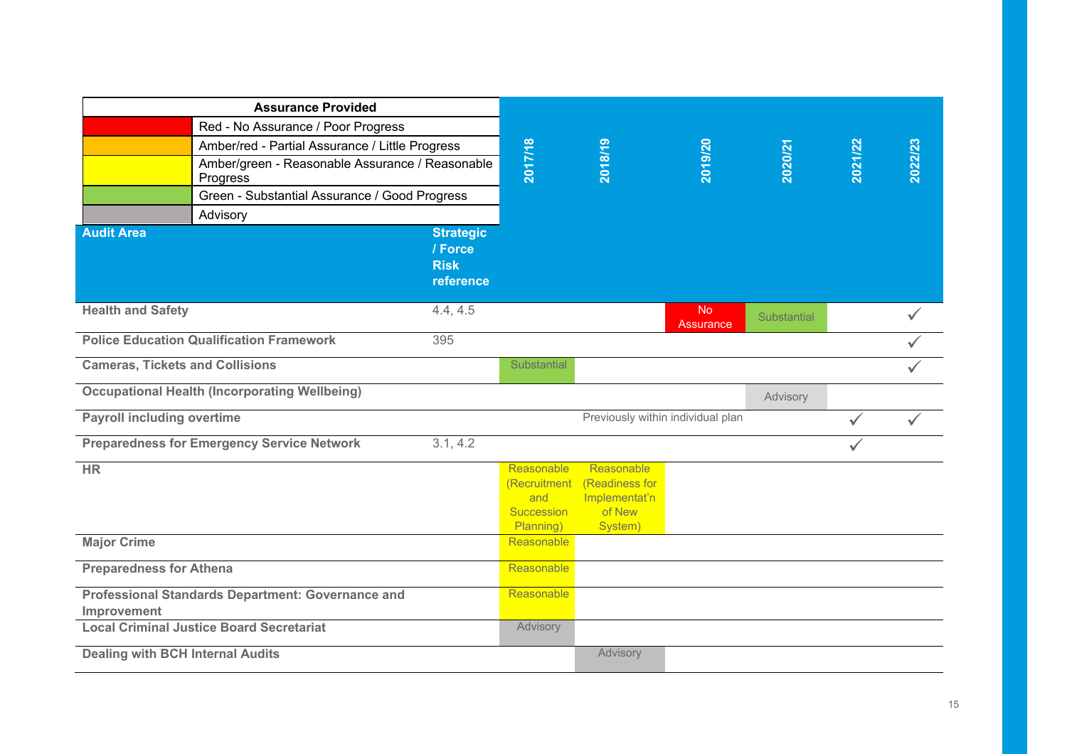| Assurance Provided | |
|---|---|
| Red | Red - No Assurance / Poor Progress |
| Amber | Amber/red - Partial Assurance / Little Progress |
| Yellow | Amber/green - Reasonable Assurance / Reasonable Progress |
| Green | Green - Substantial Assurance / Good Progress |
| Grey | Advisory |

| Audit Area | Strategic / Force Risk reference | 2017/18 | 2018/19 | 2019/20 | 2020/21 | 2021/22 | 2022/23 |
|---|---|---|---|---|---|---|---|
| Health and Safety | 4.4, 4.5 | | | No Assurance | Substantial | | ✓ |
| Police Education Qualification Framework | 395 | | | | | | ✓ |
| Cameras, Tickets and Collisions | | Substantial | | | | | ✓ |
| Occupational Health (Incorporating Wellbeing) | | | | | Advisory | | |
| Payroll including overtime | | | Previously within individual plan | | | ✓ | ✓ |
| Preparedness for Emergency Service Network | 3.1, 4.2 | | | | | ✓ | |
| HR | | Reasonable (Recruitment and Succession Planning) | Reasonable (Readiness for Implementat'n of New System) | | | | |
| Major Crime | | Reasonable | | | | | |
| Preparedness for Athena | | Reasonable | | | | | |
| Professional Standards Department: Governance and Improvement | | Reasonable | | | | | |
| Local Criminal Justice Board Secretariat | | Advisory | | | | | |
| Dealing with BCH Internal Audits | | | Advisory | | | | |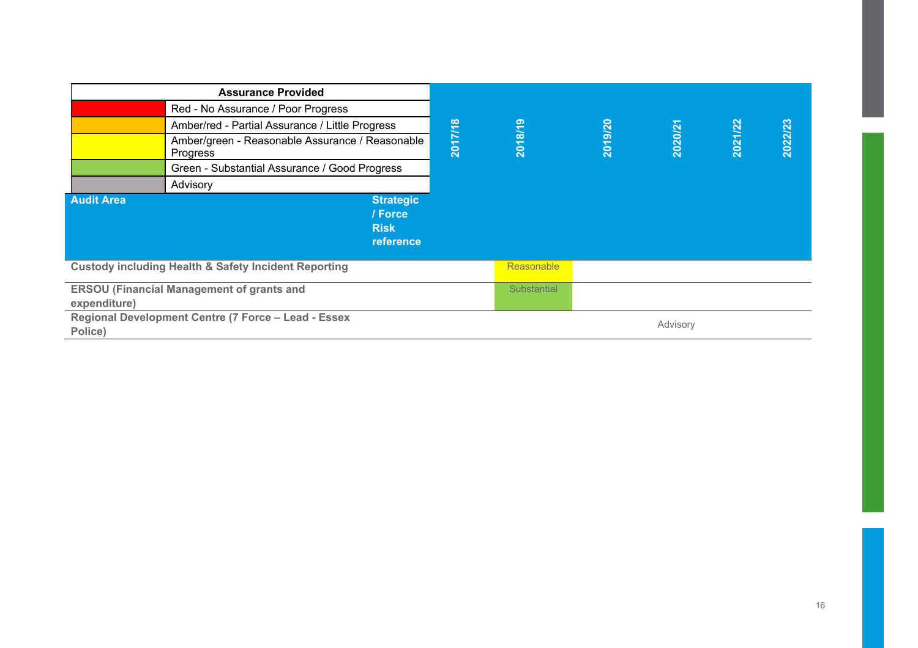| Assurance Provided | |
|---|---|
| | Red - No Assurance / Poor Progress |
| | Amber/red - Partial Assurance / Little Progress |
| | Amber/green - Reasonable Assurance / Reasonable Progress |
| | Green - Substantial Assurance / Good Progress |
| | Advisory |

| Audit Area | Strategic / Force Risk reference | 2017/18 | 2018/19 | 2019/20 | 2020/21 | 2021/22 | 2022/23 |
|---|---|---|---|---|---|---|---|
| **Custody including Health & Safety Incident Reporting** | | | Reasonable | | | | |
| **ERSOU (Financial Management of grants and expenditure)** | | | Substantial | | | | |
| **Regional Development Centre (7 Force – Lead - Essex Police)** | | | | | Advisory | | |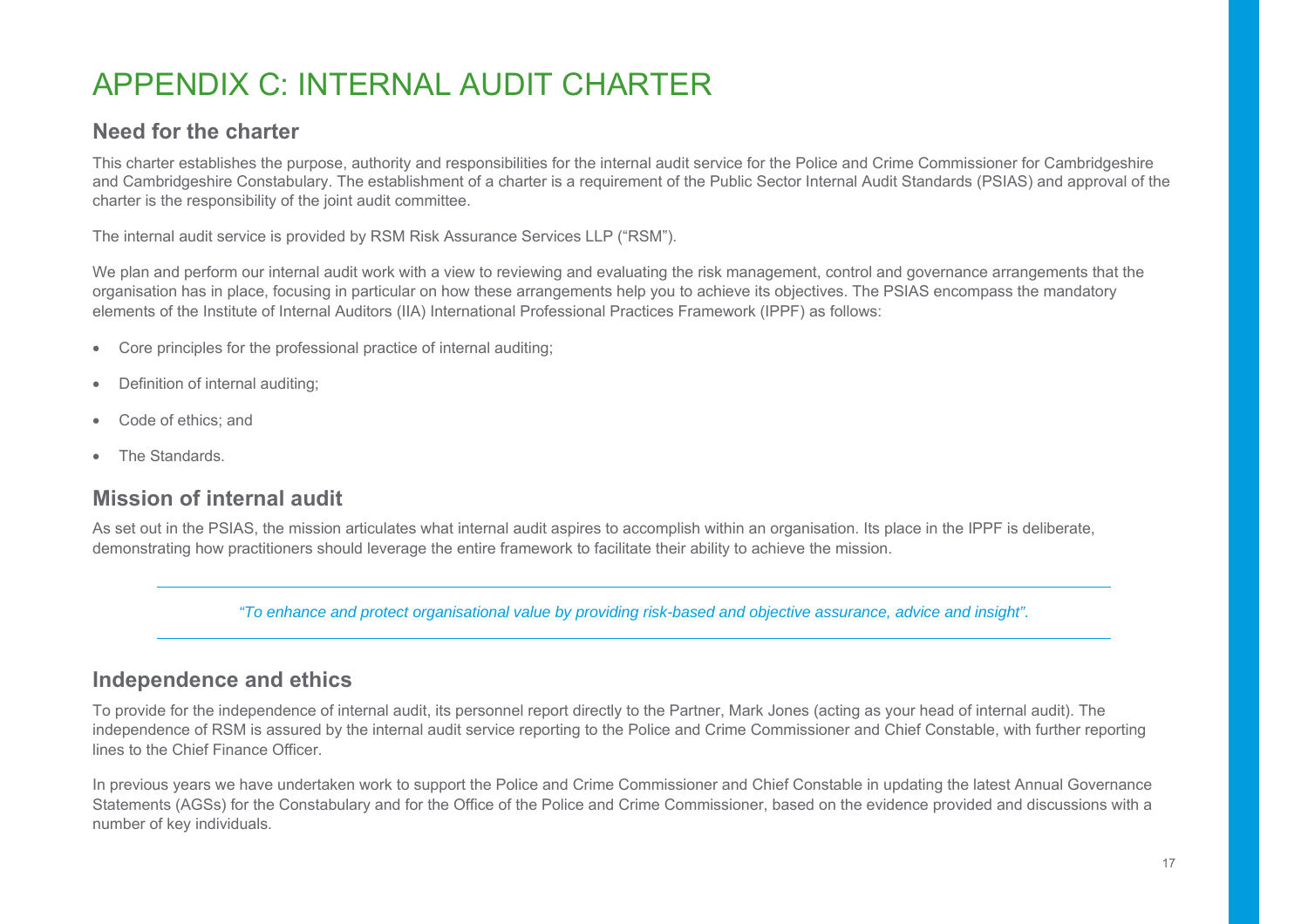# APPENDIX C: INTERNAL AUDIT CHARTER

## Need for the charter

This charter establishes the purpose, authority and responsibilities for the internal audit service for the Police and Crime Commissioner for Cambridgeshire and Cambridgeshire Constabulary. The establishment of a charter is a requirement of the Public Sector Internal Audit Standards (PSIAS) and approval of the charter is the responsibility of the joint audit committee.

The internal audit service is provided by RSM Risk Assurance Services LLP ("RSM").

We plan and perform our internal audit work with a view to reviewing and evaluating the risk management, control and governance arrangements that the organisation has in place, focusing in particular on how these arrangements help you to achieve its objectives. The PSIAS encompass the mandatory elements of the Institute of Internal Auditors (IIA) International Professional Practices Framework (IPPF) as follows:

- Core principles for the professional practice of internal auditing;
- Definition of internal auditing;
- Code of ethics; and
- The Standards.

## Mission of internal audit

As set out in the PSIAS, the mission articulates what internal audit aspires to accomplish within an organisation. Its place in the IPPF is deliberate, demonstrating how practitioners should leverage the entire framework to facilitate their ability to achieve the mission.

> *"To enhance and protect organisational value by providing risk-based and objective assurance, advice and insight".*

## Independence and ethics

To provide for the independence of internal audit, its personnel report directly to the Partner, Mark Jones (acting as your head of internal audit). The independence of RSM is assured by the internal audit service reporting to the Police and Crime Commissioner and Chief Constable, with further reporting lines to the Chief Finance Officer.

In previous years we have undertaken work to support the Police and Crime Commissioner and Chief Constable in updating the latest Annual Governance Statements (AGSs) for the Constabulary and for the Office of the Police and Crime Commissioner, based on the evidence provided and discussions with a number of key individuals.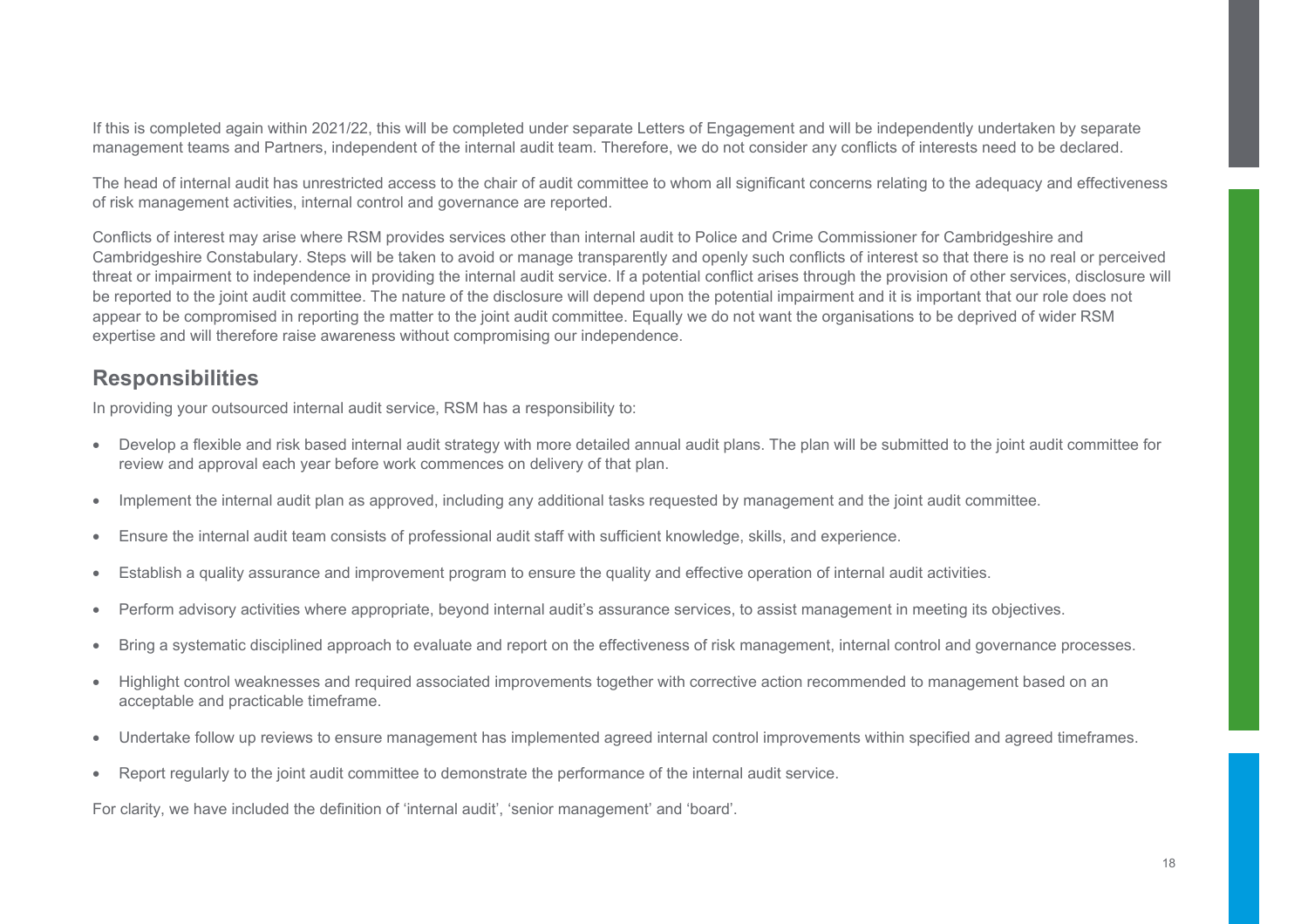If this is completed again within 2021/22, this will be completed under separate Letters of Engagement and will be independently undertaken by separate management teams and Partners, independent of the internal audit team. Therefore, we do not consider any conflicts of interests need to be declared.

The head of internal audit has unrestricted access to the chair of audit committee to whom all significant concerns relating to the adequacy and effectiveness of risk management activities, internal control and governance are reported.

Conflicts of interest may arise where RSM provides services other than internal audit to Police and Crime Commissioner for Cambridgeshire and Cambridgeshire Constabulary. Steps will be taken to avoid or manage transparently and openly such conflicts of interest so that there is no real or perceived threat or impairment to independence in providing the internal audit service. If a potential conflict arises through the provision of other services, disclosure will be reported to the joint audit committee. The nature of the disclosure will depend upon the potential impairment and it is important that our role does not appear to be compromised in reporting the matter to the joint audit committee. Equally we do not want the organisations to be deprived of wider RSM expertise and will therefore raise awareness without compromising our independence.

## Responsibilities

In providing your outsourced internal audit service, RSM has a responsibility to:

- Develop a flexible and risk based internal audit strategy with more detailed annual audit plans. The plan will be submitted to the joint audit committee for review and approval each year before work commences on delivery of that plan.
- Implement the internal audit plan as approved, including any additional tasks requested by management and the joint audit committee.
- Ensure the internal audit team consists of professional audit staff with sufficient knowledge, skills, and experience.
- Establish a quality assurance and improvement program to ensure the quality and effective operation of internal audit activities.
- Perform advisory activities where appropriate, beyond internal audit's assurance services, to assist management in meeting its objectives.
- Bring a systematic disciplined approach to evaluate and report on the effectiveness of risk management, internal control and governance processes.
- Highlight control weaknesses and required associated improvements together with corrective action recommended to management based on an acceptable and practicable timeframe.
- Undertake follow up reviews to ensure management has implemented agreed internal control improvements within specified and agreed timeframes.
- Report regularly to the joint audit committee to demonstrate the performance of the internal audit service.

For clarity, we have included the definition of 'internal audit', 'senior management' and 'board'.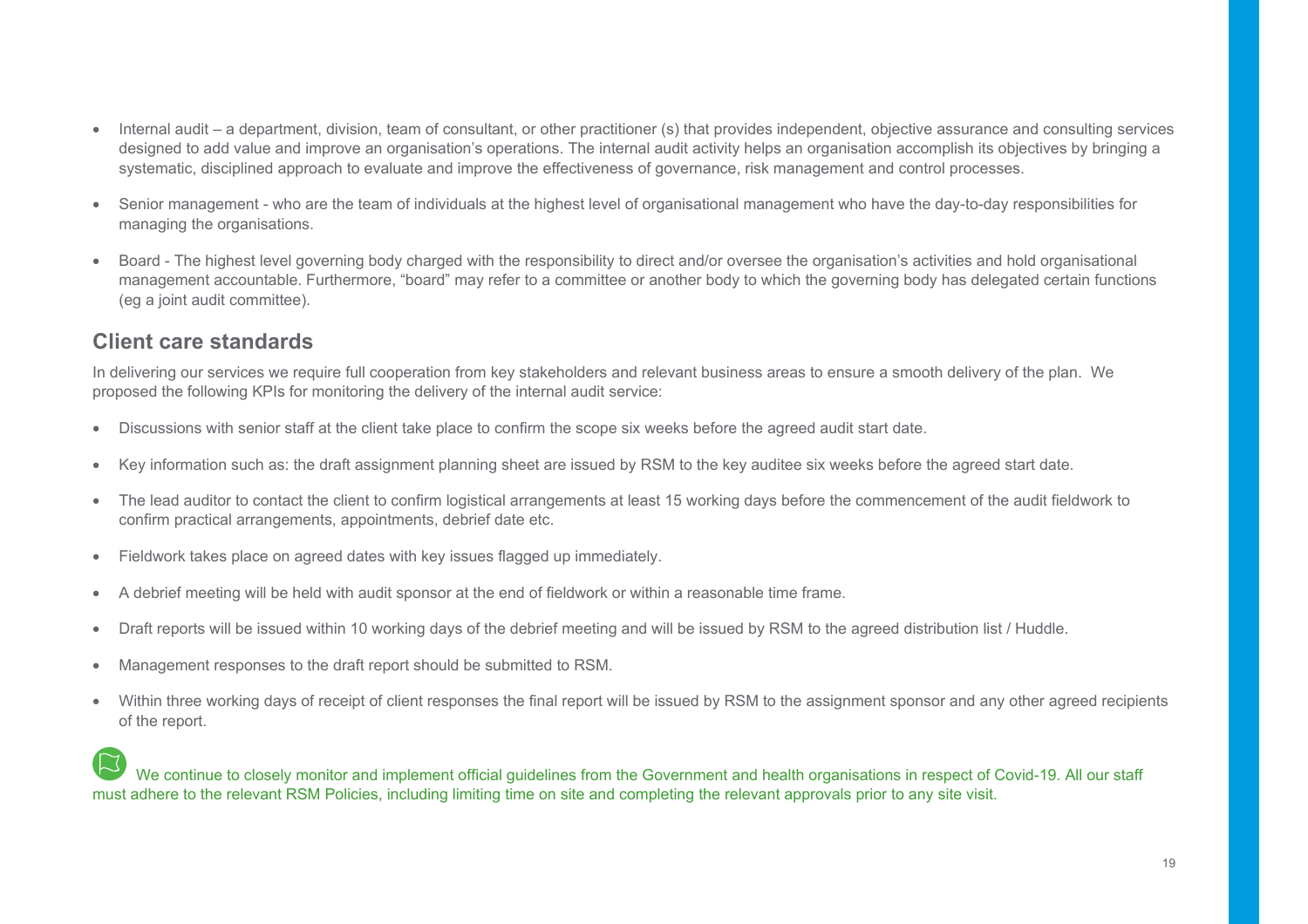- Internal audit – a department, division, team of consultant, or other practitioner (s) that provides independent, objective assurance and consulting services designed to add value and improve an organisation's operations. The internal audit activity helps an organisation accomplish its objectives by bringing a systematic, disciplined approach to evaluate and improve the effectiveness of governance, risk management and control processes.

- Senior management - who are the team of individuals at the highest level of organisational management who have the day-to-day responsibilities for managing the organisations.

- Board - The highest level governing body charged with the responsibility to direct and/or oversee the organisation's activities and hold organisational management accountable. Furthermore, "board" may refer to a committee or another body to which the governing body has delegated certain functions (eg a joint audit committee).

## Client care standards

In delivering our services we require full cooperation from key stakeholders and relevant business areas to ensure a smooth delivery of the plan. We proposed the following KPIs for monitoring the delivery of the internal audit service:

- Discussions with senior staff at the client take place to confirm the scope six weeks before the agreed audit start date.

- Key information such as: the draft assignment planning sheet are issued by RSM to the key auditee six weeks before the agreed start date.

- The lead auditor to contact the client to confirm logistical arrangements at least 15 working days before the commencement of the audit fieldwork to confirm practical arrangements, appointments, debrief date etc.

- Fieldwork takes place on agreed dates with key issues flagged up immediately.

- A debrief meeting will be held with audit sponsor at the end of fieldwork or within a reasonable time frame.

- Draft reports will be issued within 10 working days of the debrief meeting and will be issued by RSM to the agreed distribution list / Huddle.

- Management responses to the draft report should be submitted to RSM.

- Within three working days of receipt of client responses the final report will be issued by RSM to the assignment sponsor and any other agreed recipients of the report.

We continue to closely monitor and implement official guidelines from the Government and health organisations in respect of Covid-19. All our staff must adhere to the relevant RSM Policies, including limiting time on site and completing the relevant approvals prior to any site visit.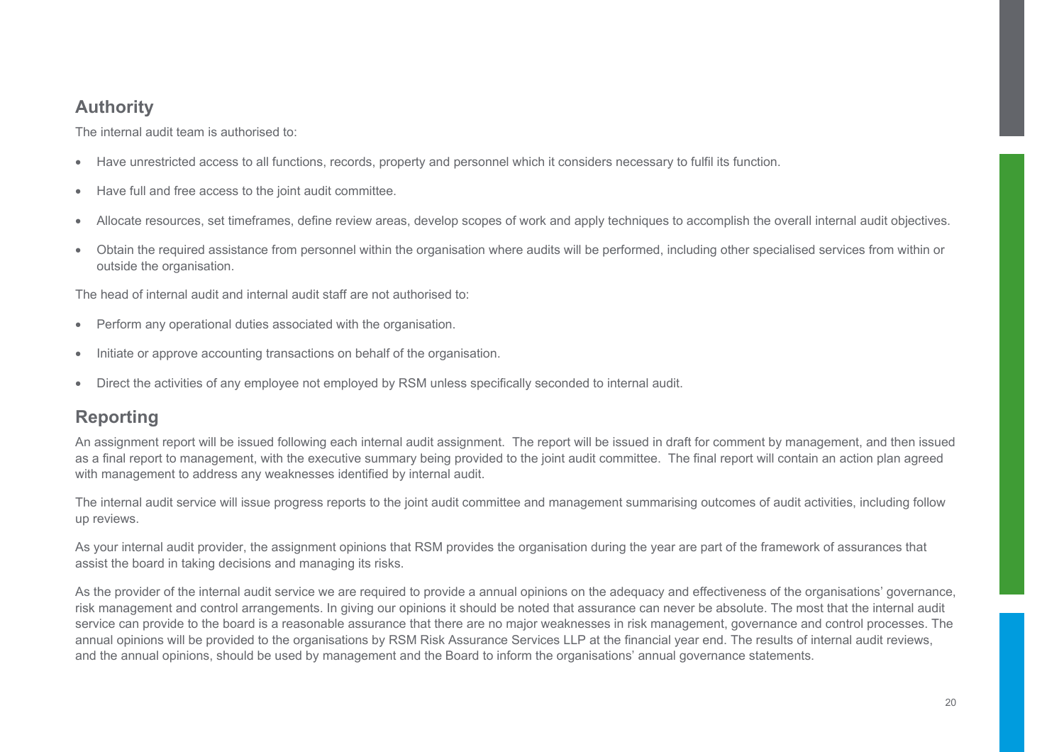## Authority

The internal audit team is authorised to:

- Have unrestricted access to all functions, records, property and personnel which it considers necessary to fulfil its function.
- Have full and free access to the joint audit committee.
- Allocate resources, set timeframes, define review areas, develop scopes of work and apply techniques to accomplish the overall internal audit objectives.
- Obtain the required assistance from personnel within the organisation where audits will be performed, including other specialised services from within or outside the organisation.

The head of internal audit and internal audit staff are not authorised to:

- Perform any operational duties associated with the organisation.
- Initiate or approve accounting transactions on behalf of the organisation.
- Direct the activities of any employee not employed by RSM unless specifically seconded to internal audit.

## Reporting

An assignment report will be issued following each internal audit assignment. The report will be issued in draft for comment by management, and then issued as a final report to management, with the executive summary being provided to the joint audit committee. The final report will contain an action plan agreed with management to address any weaknesses identified by internal audit.

The internal audit service will issue progress reports to the joint audit committee and management summarising outcomes of audit activities, including follow up reviews.

As your internal audit provider, the assignment opinions that RSM provides the organisation during the year are part of the framework of assurances that assist the board in taking decisions and managing its risks.

As the provider of the internal audit service we are required to provide a annual opinions on the adequacy and effectiveness of the organisations' governance, risk management and control arrangements. In giving our opinions it should be noted that assurance can never be absolute. The most that the internal audit service can provide to the board is a reasonable assurance that there are no major weaknesses in risk management, governance and control processes. The annual opinions will be provided to the organisations by RSM Risk Assurance Services LLP at the financial year end. The results of internal audit reviews, and the annual opinions, should be used by management and the Board to inform the organisations' annual governance statements.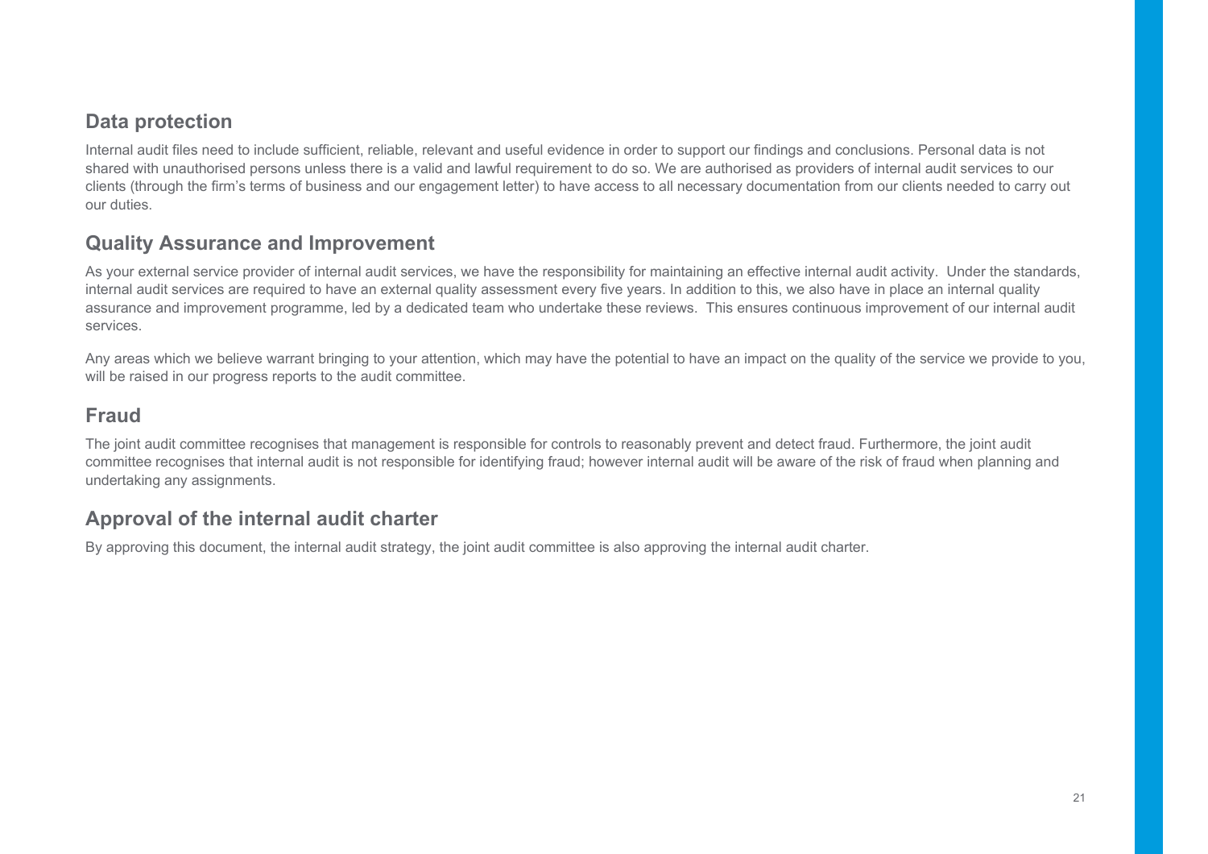## Data protection

Internal audit files need to include sufficient, reliable, relevant and useful evidence in order to support our findings and conclusions. Personal data is not shared with unauthorised persons unless there is a valid and lawful requirement to do so. We are authorised as providers of internal audit services to our clients (through the firm's terms of business and our engagement letter) to have access to all necessary documentation from our clients needed to carry out our duties.

## Quality Assurance and Improvement

As your external service provider of internal audit services, we have the responsibility for maintaining an effective internal audit activity. Under the standards, internal audit services are required to have an external quality assessment every five years. In addition to this, we also have in place an internal quality assurance and improvement programme, led by a dedicated team who undertake these reviews. This ensures continuous improvement of our internal audit services.

Any areas which we believe warrant bringing to your attention, which may have the potential to have an impact on the quality of the service we provide to you, will be raised in our progress reports to the audit committee.

## Fraud

The joint audit committee recognises that management is responsible for controls to reasonably prevent and detect fraud. Furthermore, the joint audit committee recognises that internal audit is not responsible for identifying fraud; however internal audit will be aware of the risk of fraud when planning and undertaking any assignments.

## Approval of the internal audit charter

By approving this document, the internal audit strategy, the joint audit committee is also approving the internal audit charter.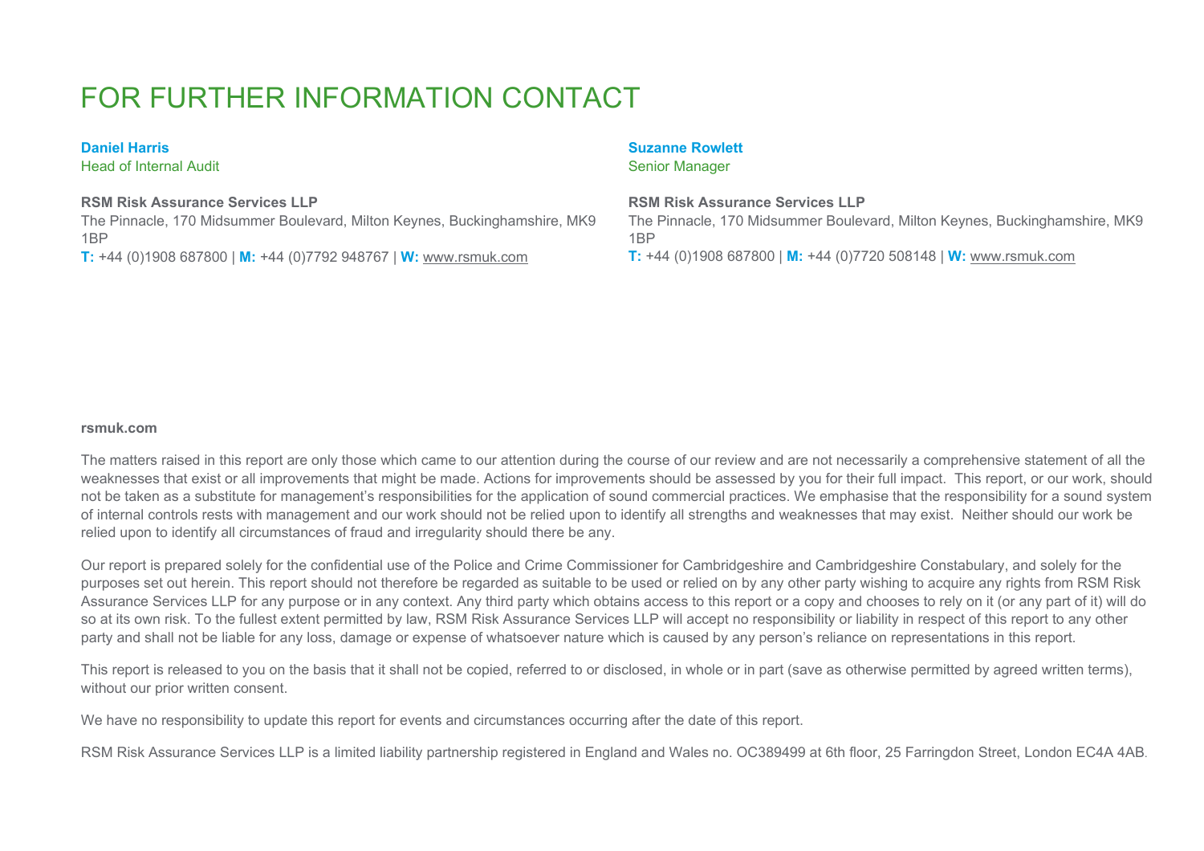# FOR FURTHER INFORMATION CONTACT

**Daniel Harris**
Head of Internal Audit

**RSM Risk Assurance Services LLP**
The Pinnacle, 170 Midsummer Boulevard, Milton Keynes, Buckinghamshire, MK9 1BP
**T:** +44 (0)1908 687800 | **M:** +44 (0)7792 948767 | **W:** www.rsmuk.com

**Suzanne Rowlett**
Senior Manager

**RSM Risk Assurance Services LLP**
The Pinnacle, 170 Midsummer Boulevard, Milton Keynes, Buckinghamshire, MK9 1BP
**T:** +44 (0)1908 687800 | **M:** +44 (0)7720 508148 | **W:** www.rsmuk.com

**rsmuk.com**

The matters raised in this report are only those which came to our attention during the course of our review and are not necessarily a comprehensive statement of all the weaknesses that exist or all improvements that might be made. Actions for improvements should be assessed by you for their full impact. This report, or our work, should not be taken as a substitute for management's responsibilities for the application of sound commercial practices. We emphasise that the responsibility for a sound system of internal controls rests with management and our work should not be relied upon to identify all strengths and weaknesses that may exist. Neither should our work be relied upon to identify all circumstances of fraud and irregularity should there be any.

Our report is prepared solely for the confidential use of the Police and Crime Commissioner for Cambridgeshire and Cambridgeshire Constabulary, and solely for the purposes set out herein. This report should not therefore be regarded as suitable to be used or relied on by any other party wishing to acquire any rights from RSM Risk Assurance Services LLP for any purpose or in any context. Any third party which obtains access to this report or a copy and chooses to rely on it (or any part of it) will do so at its own risk. To the fullest extent permitted by law, RSM Risk Assurance Services LLP will accept no responsibility or liability in respect of this report to any other party and shall not be liable for any loss, damage or expense of whatsoever nature which is caused by any person's reliance on representations in this report.

This report is released to you on the basis that it shall not be copied, referred to or disclosed, in whole or in part (save as otherwise permitted by agreed written terms), without our prior written consent.

We have no responsibility to update this report for events and circumstances occurring after the date of this report.

RSM Risk Assurance Services LLP is a limited liability partnership registered in England and Wales no. OC389499 at 6th floor, 25 Farringdon Street, London EC4A 4AB.